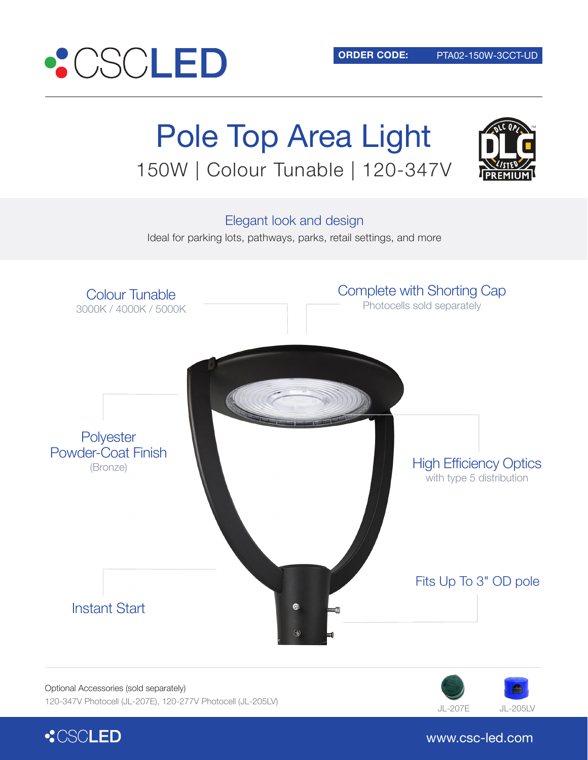CSCLED

**ORDER CODE:** PTA02-150W-3CCT-UD

# Pole Top Area Light

150W | Colour Tunable | 120-347V

DLC QPL LISTED PREMIUM

## Elegant look and design

Ideal for parking lots, pathways, parks, retail settings, and more

### Colour Tunable
3000K / 4000K / 5000K

### Complete with Shorting Cap
Photocells sold separately

### Polyester Powder-Coat Finish
(Bronze)

### High Efficiency Optics
with type 5 distribution

### Fits Up To 3" OD pole

### Instant Start

Optional Accessories (sold separately)

120-347V Photocell (JL-207E), 120-277V Photocell (JL-205LV)

JL-207E

JL-205LV

CSCLED

www.csc-led.com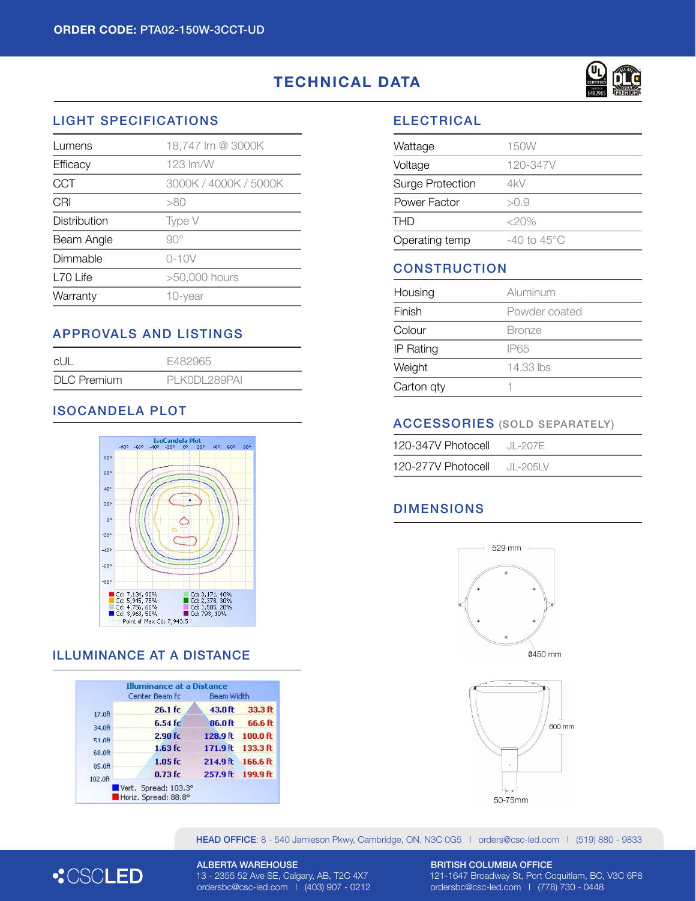**ORDER CODE:** PTA02-150W-3CCT-UD

# TECHNICAL DATA

## LIGHT SPECIFICATIONS

| | |
|---|---|
| Lumens | 18,747 lm @ 3000K |
| Efficacy | 123 lm/W |
| CCT | 3000K / 4000K / 5000K |
| CRI | >80 |
| Distribution | Type V |
| Beam Angle | 90° |
| Dimmable | 0-10V |
| L70 Life | >50,000 hours |
| Warranty | 10-year |

## APPROVALS AND LISTINGS

| | |
|---|---|
| cUL | E482965 |
| DLC Premium | PLK0DL289PAI |

## ISOCANDELA PLOT

IsoCandela Plot

-80° -60° -40° -20° 0° 20° 40° 60° 80°

80° 60° 40° 20° 0° -20° -40° -60° -80°

Cd: 7,134, 90%
Cd: 5,945, 75%
Cd: 4,756, 60%
Cd: 3,963, 50%
Cd: 3,171, 40%
Cd: 2,378, 30%
Cd: 1,585, 20%
Cd: 793, 10%
Point of Max Cd: 7,943.5

## ILLUMINANCE AT A DISTANCE

Illuminance at a Distance

Center Beam fc — Beam Width

17.0ft 26.1 fc 43.0 ft 33.3 ft
34.0ft 6.54 fc 86.0 ft 66.6 ft
51.0ft 2.90 fc 128.9 ft 100.0 ft
68.0ft 1.63 fc 171.9 ft 133.3 ft
85.0ft 1.05 fc 214.9 ft 166.6 ft
102.0ft 0.73 fc 257.9 ft 199.9 ft

Vert. Spread: 103.3°
Horiz. Spread: 88.8°

## ELECTRICAL

| | |
|---|---|
| Wattage | 150W |
| Voltage | 120-347V |
| Surge Protection | 4kV |
| Power Factor | >0.9 |
| THD | <20% |
| Operating temp | -40 to 45°C |

## CONSTRUCTION

| | |
|---|---|
| Housing | Aluminum |
| Finish | Powder coated |
| Colour | Bronze |
| IP Rating | IP65 |
| Weight | 14.33 lbs |
| Carton qty | 1 |

## ACCESSORIES (SOLD SEPARATELY)

| | |
|---|---|
| 120-347V Photocell | JL-207E |
| 120-277V Photocell | JL-205LV |

## DIMENSIONS

529 mm
Ø450 mm
600 mm
50-75mm

**HEAD OFFICE:** 8 - 540 Jamieson Pkwy, Cambridge, ON, N3C 0G5 | orders@csc-led.com | (519) 880 - 9833

CSCLED

**ALBERTA WAREHOUSE**
13 - 2355 52 Ave SE, Calgary, AB, T2C 4X7
ordersbc@csc-led.com | (403) 907 - 0212

**BRITISH COLUMBIA OFFICE**
121-1647 Broadway St, Port Coquitlam, BC, V3C 6P8
ordersbc@csc-led.com | (778) 730 - 0448